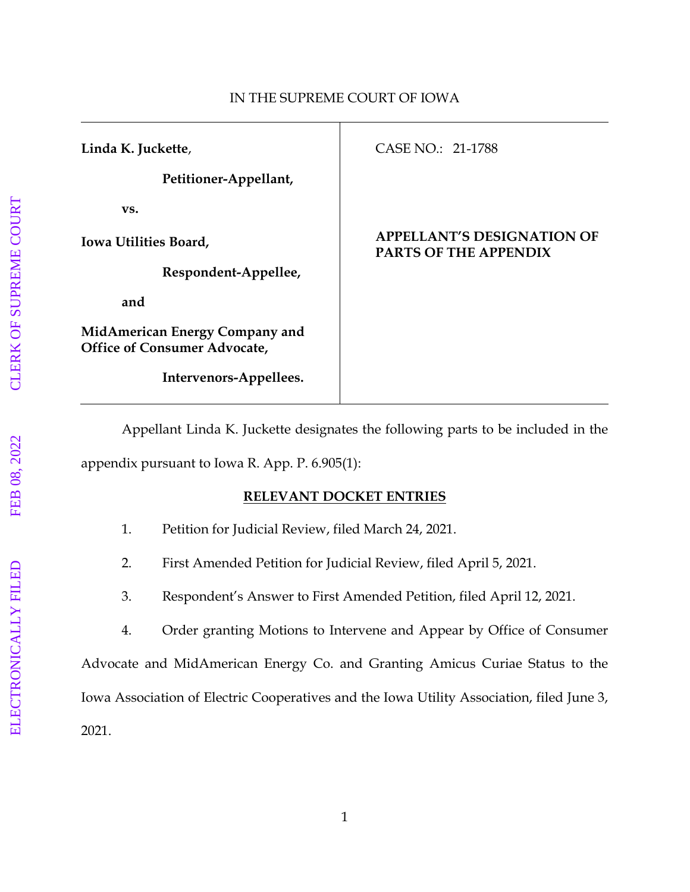IN THE SUPREME COURT OF IOWA

| | |
|---|---|
| **Linda K. Juckette**,<br><br>**Petitioner-Appellant,**<br><br>**vs.**<br><br>**Iowa Utilities Board,**<br><br>**Respondent-Appellee,**<br><br>**and**<br><br>**MidAmerican Energy Company and Office of Consumer Advocate,**<br><br>**Intervenors-Appellees.** | CASE NO.: 21-1788<br><br>**APPELLANT'S DESIGNATION OF PARTS OF THE APPENDIX** |

Appellant Linda K. Juckette designates the following parts to be included in the appendix pursuant to Iowa R. App. P. 6.905(1):

**RELEVANT DOCKET ENTRIES**

1. Petition for Judicial Review, filed March 24, 2021.

2. First Amended Petition for Judicial Review, filed April 5, 2021.

3. Respondent's Answer to First Amended Petition, filed April 12, 2021.

4. Order granting Motions to Intervene and Appear by Office of Consumer Advocate and MidAmerican Energy Co. and Granting Amicus Curiae Status to the Iowa Association of Electric Cooperatives and the Iowa Utility Association, filed June 3, 2021.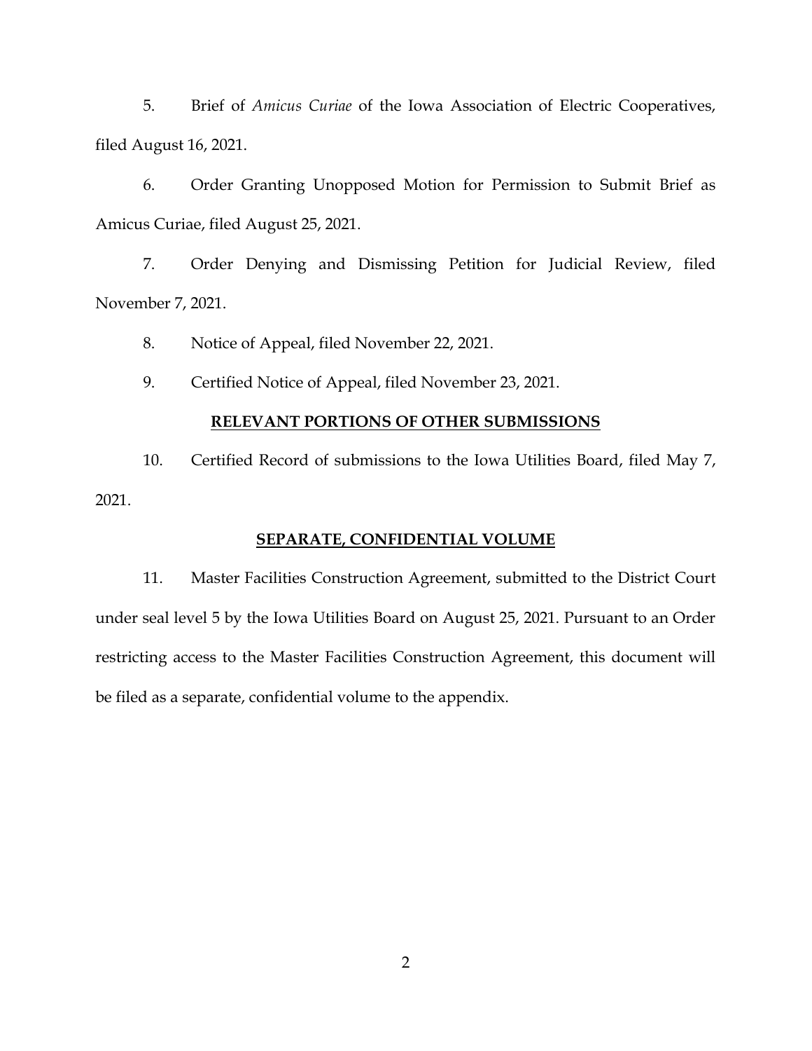5. Brief of *Amicus Curiae* of the Iowa Association of Electric Cooperatives, filed August 16, 2021.

6. Order Granting Unopposed Motion for Permission to Submit Brief as Amicus Curiae, filed August 25, 2021.

7. Order Denying and Dismissing Petition for Judicial Review, filed November 7, 2021.

8. Notice of Appeal, filed November 22, 2021.

9. Certified Notice of Appeal, filed November 23, 2021.

**RELEVANT PORTIONS OF OTHER SUBMISSIONS**

10. Certified Record of submissions to the Iowa Utilities Board, filed May 7, 2021.

**SEPARATE, CONFIDENTIAL VOLUME**

11. Master Facilities Construction Agreement, submitted to the District Court under seal level 5 by the Iowa Utilities Board on August 25, 2021. Pursuant to an Order restricting access to the Master Facilities Construction Agreement, this document will be filed as a separate, confidential volume to the appendix.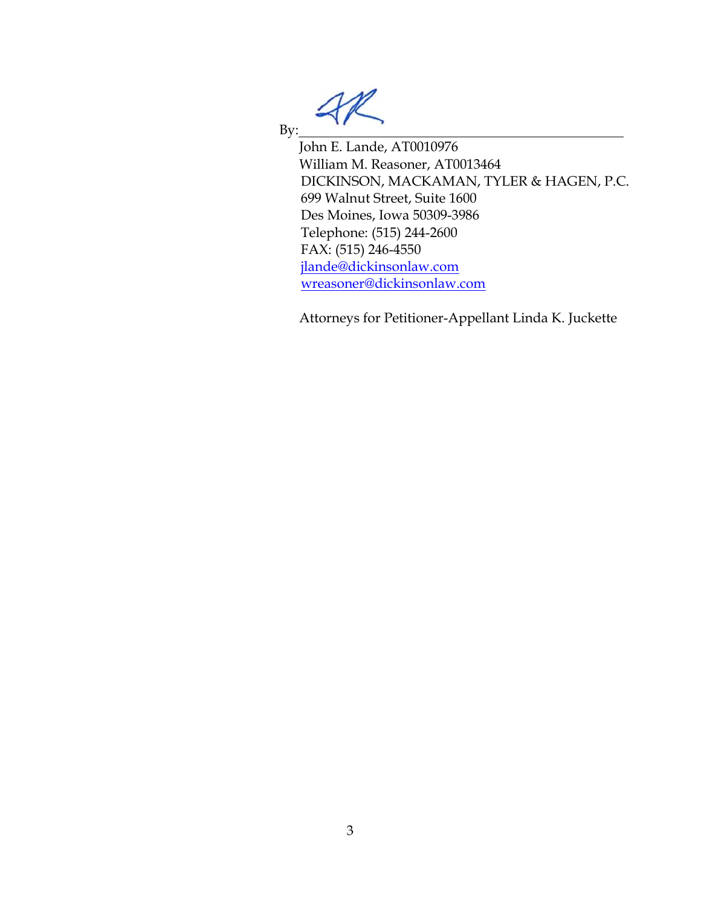By: ______________________________

John E. Lande, AT0010976
William M. Reasoner, AT0013464
DICKINSON, MACKAMAN, TYLER & HAGEN, P.C.
699 Walnut Street, Suite 1600
Des Moines, Iowa 50309-3986
Telephone: (515) 244-2600
FAX: (515) 246-4550
jlande@dickinsonlaw.com
wreasoner@dickinsonlaw.com

Attorneys for Petitioner-Appellant Linda K. Juckette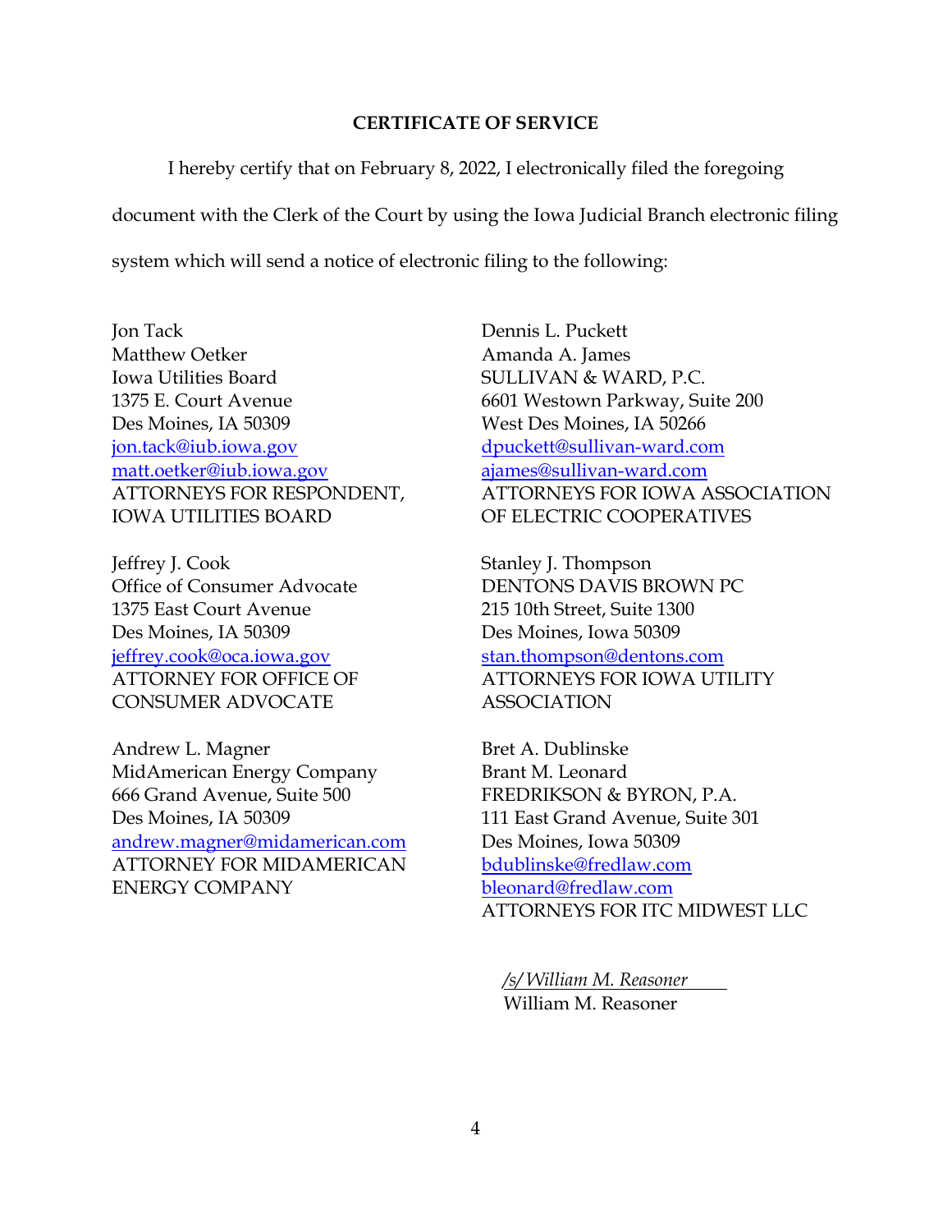**CERTIFICATE OF SERVICE**

I hereby certify that on February 8, 2022, I electronically filed the foregoing document with the Clerk of the Court by using the Iowa Judicial Branch electronic filing system which will send a notice of electronic filing to the following:

Jon Tack
Matthew Oetker
Iowa Utilities Board
1375 E. Court Avenue
Des Moines, IA 50309
jon.tack@iub.iowa.gov
matt.oetker@iub.iowa.gov
ATTORNEYS FOR RESPONDENT, IOWA UTILITIES BOARD

Jeffrey J. Cook
Office of Consumer Advocate
1375 East Court Avenue
Des Moines, IA 50309
jeffrey.cook@oca.iowa.gov
ATTORNEY FOR OFFICE OF CONSUMER ADVOCATE

Andrew L. Magner
MidAmerican Energy Company
666 Grand Avenue, Suite 500
Des Moines, IA 50309
andrew.magner@midamerican.com
ATTORNEY FOR MIDAMERICAN ENERGY COMPANY

Dennis L. Puckett
Amanda A. James
SULLIVAN & WARD, P.C.
6601 Westown Parkway, Suite 200
West Des Moines, IA 50266
dpuckett@sullivan-ward.com
ajames@sullivan-ward.com
ATTORNEYS FOR IOWA ASSOCIATION OF ELECTRIC COOPERATIVES

Stanley J. Thompson
DENTONS DAVIS BROWN PC
215 10th Street, Suite 1300
Des Moines, Iowa 50309
stan.thompson@dentons.com
ATTORNEYS FOR IOWA UTILITY ASSOCIATION

Bret A. Dublinske
Brant M. Leonard
FREDRIKSON & BYRON, P.A.
111 East Grand Avenue, Suite 301
Des Moines, Iowa 50309
bdublinske@fredlaw.com
bleonard@fredlaw.com
ATTORNEYS FOR ITC MIDWEST LLC

*/s/ William M. Reasoner*
William M. Reasoner